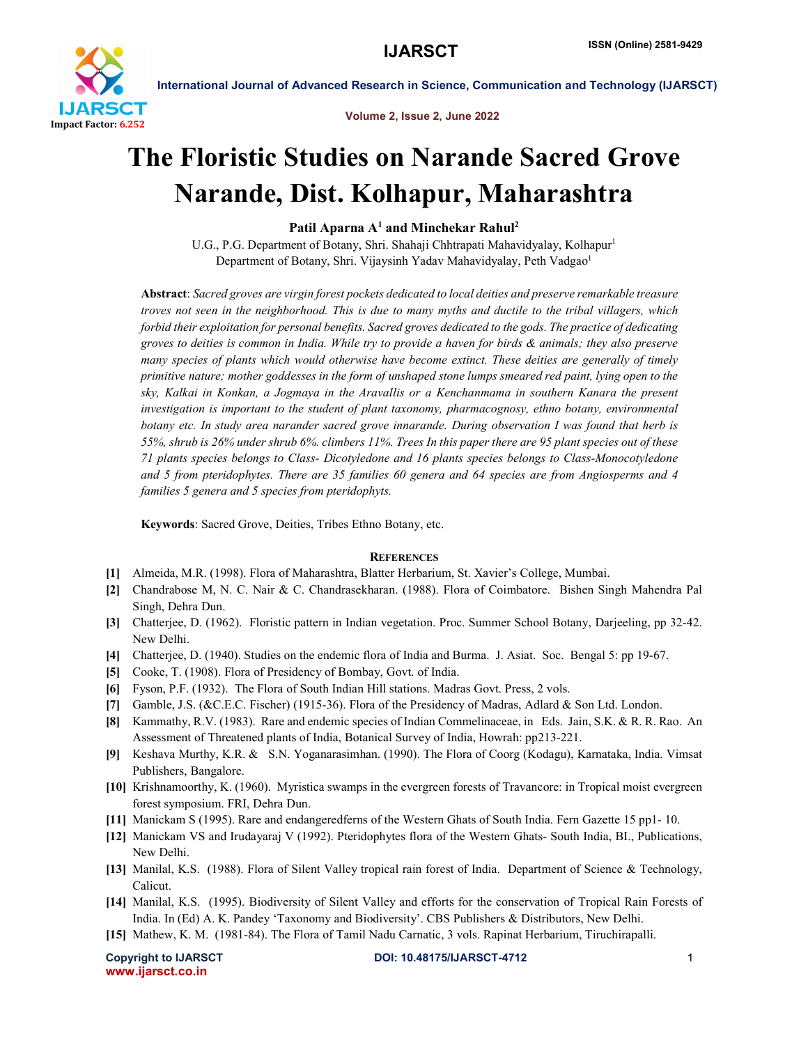# The Floristic Studies on Narande Sacred Grove Narande, Dist. Kolhapur, Maharashtra

**Patil Aparna A[1] and Minchekar Rahul[2]**

U.G., P.G. Department of Botany, Shri. Shahaji Chhtrapati Mahavidyalay, Kolhapur[1]
Department of Botany, Shri. Vijaysinh Yadav Mahavidyalay, Peth Vadgao[1]

**Abstract**: *Sacred groves are virgin forest pockets dedicated to local deities and preserve remarkable treasure troves not seen in the neighborhood. This is due to many myths and ductile to the tribal villagers, which forbid their exploitation for personal benefits. Sacred groves dedicated to the gods. The practice of dedicating groves to deities is common in India. While try to provide a haven for birds & animals; they also preserve many species of plants which would otherwise have become extinct. These deities are generally of timely primitive nature; mother goddesses in the form of unshaped stone lumps smeared red paint, lying open to the sky, Kalkai in Konkan, a Jogmaya in the Aravallis or a Kenchanmama in southern Kanara the present investigation is important to the student of plant taxonomy, pharmacognosy, ethno botany, environmental botany etc. In study area narander sacred grove innarande. During observation I was found that herb is 55%, shrub is 26% under shrub 6%. climbers 11%. Trees In this paper there are 95 plant species out of these 71 plants species belongs to Class- Dicotyledone and 16 plants species belongs to Class-Monocotyledone and 5 from pteridophytes. There are 35 families 60 genera and 64 species are from Angiosperms and 4 families 5 genera and 5 species from pteridophyts.*

**Keywords**: Sacred Grove, Deities, Tribes Ethno Botany, etc.

## References

[1] Almeida, M.R. (1998). Flora of Maharashtra, Blatter Herbarium, St. Xavier's College, Mumbai.

[2] Chandrabose M, N. C. Nair & C. Chandrasekharan. (1988). Flora of Coimbatore. Bishen Singh Mahendra Pal Singh, Dehra Dun.

[3] Chatterjee, D. (1962). Floristic pattern in Indian vegetation. Proc. Summer School Botany, Darjeeling, pp 32-42. New Delhi.

[4] Chatterjee, D. (1940). Studies on the endemic flora of India and Burma. J. Asiat. Soc. Bengal 5: pp 19-67.

[5] Cooke, T. (1908). Flora of Presidency of Bombay, Govt. of India.

[6] Fyson, P.F. (1932). The Flora of South Indian Hill stations. Madras Govt. Press, 2 vols.

[7] Gamble, J.S. (&C.E.C. Fischer) (1915-36). Flora of the Presidency of Madras, Adlard & Son Ltd. London.

[8] Kammathy, R.V. (1983). Rare and endemic species of Indian Commelinaceae, in Eds. Jain, S.K. & R. R. Rao. An Assessment of Threatened plants of India, Botanical Survey of India, Howrah: pp213-221.

[9] Keshava Murthy, K.R. & S.N. Yoganarasimhan. (1990). The Flora of Coorg (Kodagu), Karnataka, India. Vimsat Publishers, Bangalore.

[10] Krishnamoorthy, K. (1960). Myristica swamps in the evergreen forests of Travancore: in Tropical moist evergreen forest symposium. FRI, Dehra Dun.

[11] Manickam S (1995). Rare and endangeredferns of the Western Ghats of South India. Fern Gazette 15 pp1- 10.

[12] Manickam VS and Irudayaraj V (1992). Pteridophytes flora of the Western Ghats- South India, BI., Publications, New Delhi.

[13] Manilal, K.S. (1988). Flora of Silent Valley tropical rain forest of India. Department of Science & Technology, Calicut.

[14] Manilal, K.S. (1995). Biodiversity of Silent Valley and efforts for the conservation of Tropical Rain Forests of India. In (Ed) A. K. Pandey 'Taxonomy and Biodiversity'. CBS Publishers & Distributors, New Delhi.

[15] Mathew, K. M. (1981-84). The Flora of Tamil Nadu Carnatic, 3 vols. Rapinat Herbarium, Tiruchirapalli.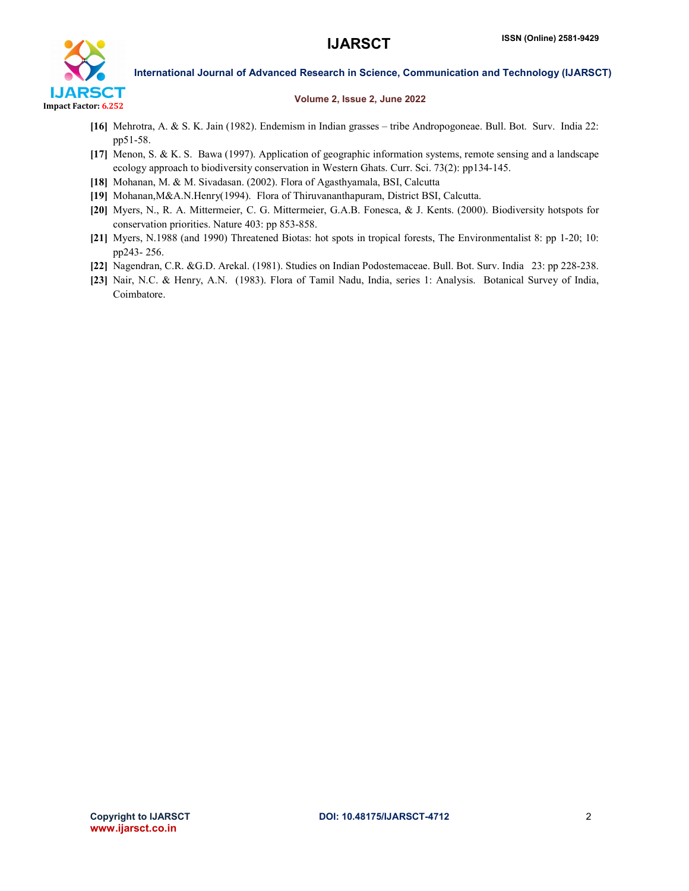[16] Mehrotra, A. & S. K. Jain (1982). Endemism in Indian grasses – tribe Andropogoneae. Bull. Bot. Surv. India 22: pp51-58.

[17] Menon, S. & K. S. Bawa (1997). Application of geographic information systems, remote sensing and a landscape ecology approach to biodiversity conservation in Western Ghats. Curr. Sci. 73(2): pp134-145.

[18] Mohanan, M. & M. Sivadasan. (2002). Flora of Agasthyamala, BSI, Calcutta

[19] Mohanan,M&A.N.Henry(1994). Flora of Thiruvananthapuram, District BSI, Calcutta.

[20] Myers, N., R. A. Mittermeier, C. G. Mittermeier, G.A.B. Fonesca, & J. Kents. (2000). Biodiversity hotspots for conservation priorities. Nature 403: pp 853-858.

[21] Myers, N.1988 (and 1990) Threatened Biotas: hot spots in tropical forests, The Environmentalist 8: pp 1-20; 10: pp243- 256.

[22] Nagendran, C.R. &G.D. Arekal. (1981). Studies on Indian Podostemaceae. Bull. Bot. Surv. India 23: pp 228-238.

[23] Nair, N.C. & Henry, A.N. (1983). Flora of Tamil Nadu, India, series 1: Analysis. Botanical Survey of India, Coimbatore.